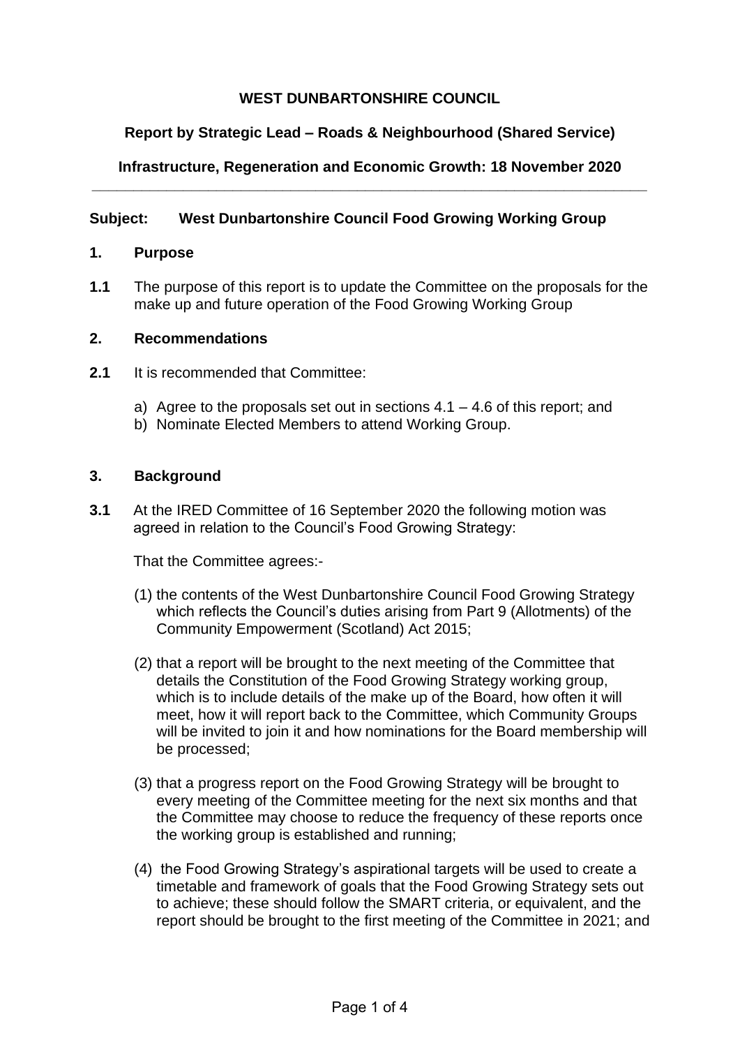**WEST DUNBARTONSHIRE COUNCIL**

**Report by Strategic Lead – Roads & Neighbourhood (Shared Service)**

**Infrastructure, Regeneration and Economic Growth: 18 November 2020**

---

**Subject: West Dunbartonshire Council Food Growing Working Group**

## 1. Purpose

**1.1** The purpose of this report is to update the Committee on the proposals for the make up and future operation of the Food Growing Working Group

## 2. Recommendations

**2.1** It is recommended that Committee:

a) Agree to the proposals set out in sections 4.1 – 4.6 of this report; and
b) Nominate Elected Members to attend Working Group.

## 3. Background

**3.1** At the IRED Committee of 16 September 2020 the following motion was agreed in relation to the Council's Food Growing Strategy:

That the Committee agrees:-

(1) the contents of the West Dunbartonshire Council Food Growing Strategy which reflects the Council's duties arising from Part 9 (Allotments) of the Community Empowerment (Scotland) Act 2015;

(2) that a report will be brought to the next meeting of the Committee that details the Constitution of the Food Growing Strategy working group, which is to include details of the make up of the Board, how often it will meet, how it will report back to the Committee, which Community Groups will be invited to join it and how nominations for the Board membership will be processed;

(3) that a progress report on the Food Growing Strategy will be brought to every meeting of the Committee meeting for the next six months and that the Committee may choose to reduce the frequency of these reports once the working group is established and running;

(4) the Food Growing Strategy's aspirational targets will be used to create a timetable and framework of goals that the Food Growing Strategy sets out to achieve; these should follow the SMART criteria, or equivalent, and the report should be brought to the first meeting of the Committee in 2021; and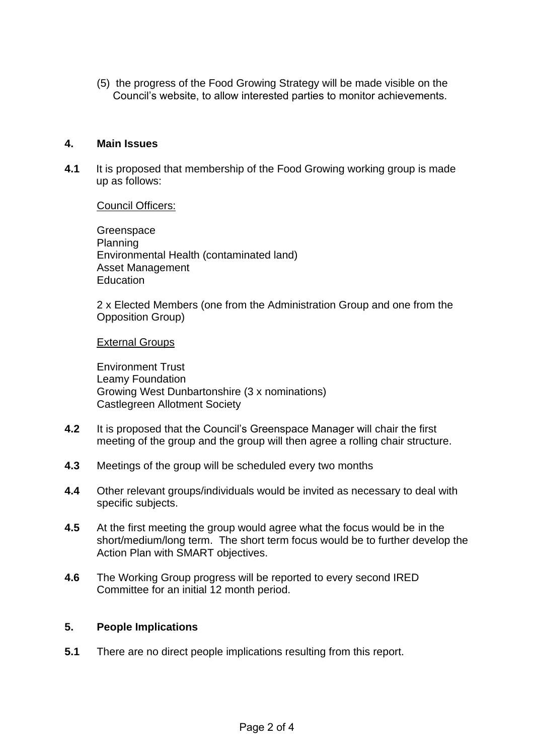(5) the progress of the Food Growing Strategy will be made visible on the Council's website, to allow interested parties to monitor achievements.

## 4. Main Issues

**4.1** It is proposed that membership of the Food Growing working group is made up as follows:

<u>Council Officers:</u>

Greenspace
Planning
Environmental Health (contaminated land)
Asset Management
Education

2 x Elected Members (one from the Administration Group and one from the Opposition Group)

<u>External Groups</u>

Environment Trust
Leamy Foundation
Growing West Dunbartonshire (3 x nominations)
Castlegreen Allotment Society

**4.2** It is proposed that the Council's Greenspace Manager will chair the first meeting of the group and the group will then agree a rolling chair structure.

**4.3** Meetings of the group will be scheduled every two months

**4.4** Other relevant groups/individuals would be invited as necessary to deal with specific subjects.

**4.5** At the first meeting the group would agree what the focus would be in the short/medium/long term. The short term focus would be to further develop the Action Plan with SMART objectives.

**4.6** The Working Group progress will be reported to every second IRED Committee for an initial 12 month period.

## 5. People Implications

**5.1** There are no direct people implications resulting from this report.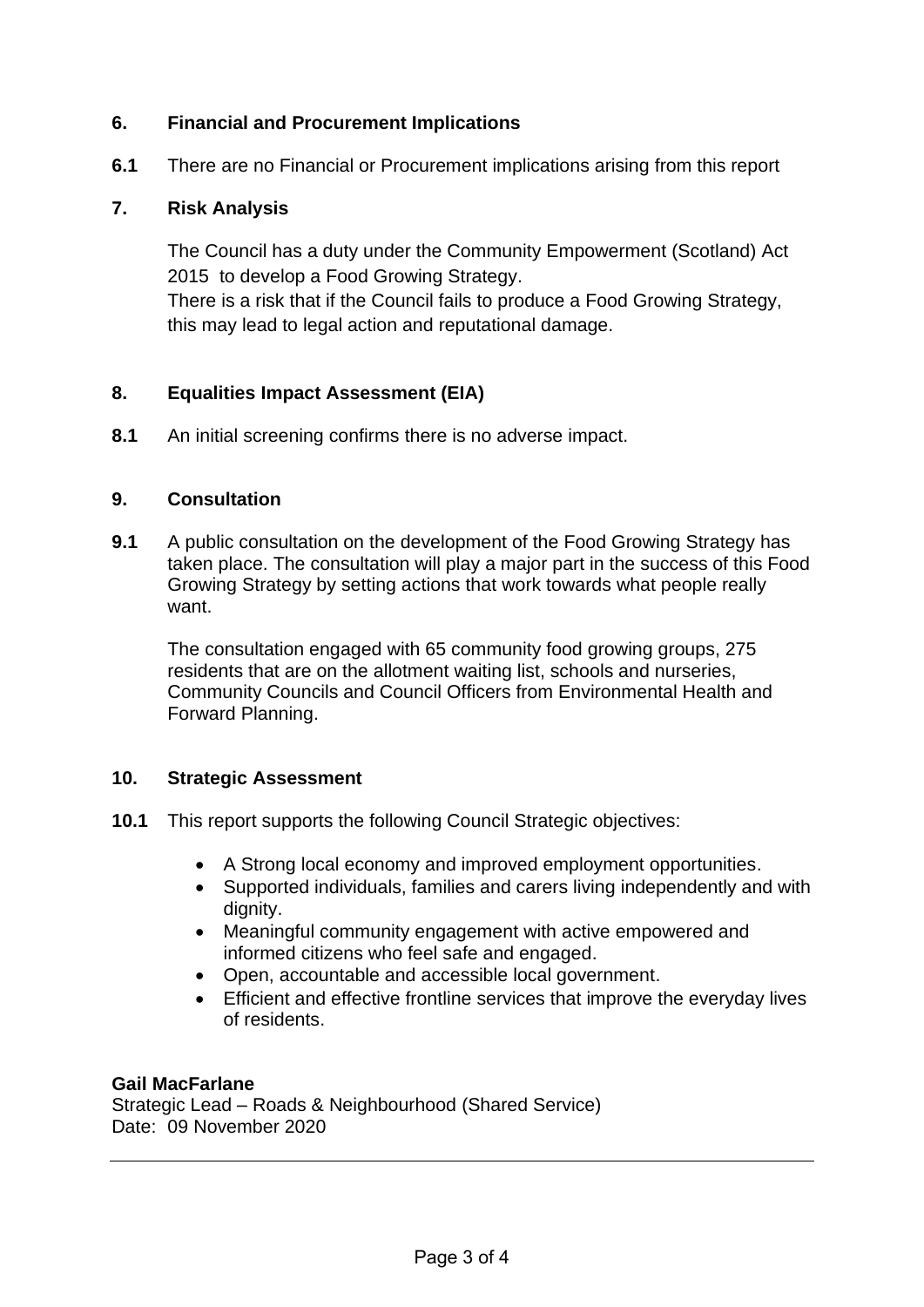## 6. Financial and Procurement Implications

**6.1** There are no Financial or Procurement implications arising from this report

## 7. Risk Analysis

The Council has a duty under the Community Empowerment (Scotland) Act 2015 to develop a Food Growing Strategy.
There is a risk that if the Council fails to produce a Food Growing Strategy, this may lead to legal action and reputational damage.

## 8. Equalities Impact Assessment (EIA)

**8.1** An initial screening confirms there is no adverse impact.

## 9. Consultation

**9.1** A public consultation on the development of the Food Growing Strategy has taken place. The consultation will play a major part in the success of this Food Growing Strategy by setting actions that work towards what people really want.

The consultation engaged with 65 community food growing groups, 275 residents that are on the allotment waiting list, schools and nurseries, Community Councils and Council Officers from Environmental Health and Forward Planning.

## 10. Strategic Assessment

**10.1** This report supports the following Council Strategic objectives:

- A Strong local economy and improved employment opportunities.
- Supported individuals, families and carers living independently and with dignity.
- Meaningful community engagement with active empowered and informed citizens who feel safe and engaged.
- Open, accountable and accessible local government.
- Efficient and effective frontline services that improve the everyday lives of residents.

**Gail MacFarlane**
Strategic Lead – Roads & Neighbourhood (Shared Service)
Date: 09 November 2020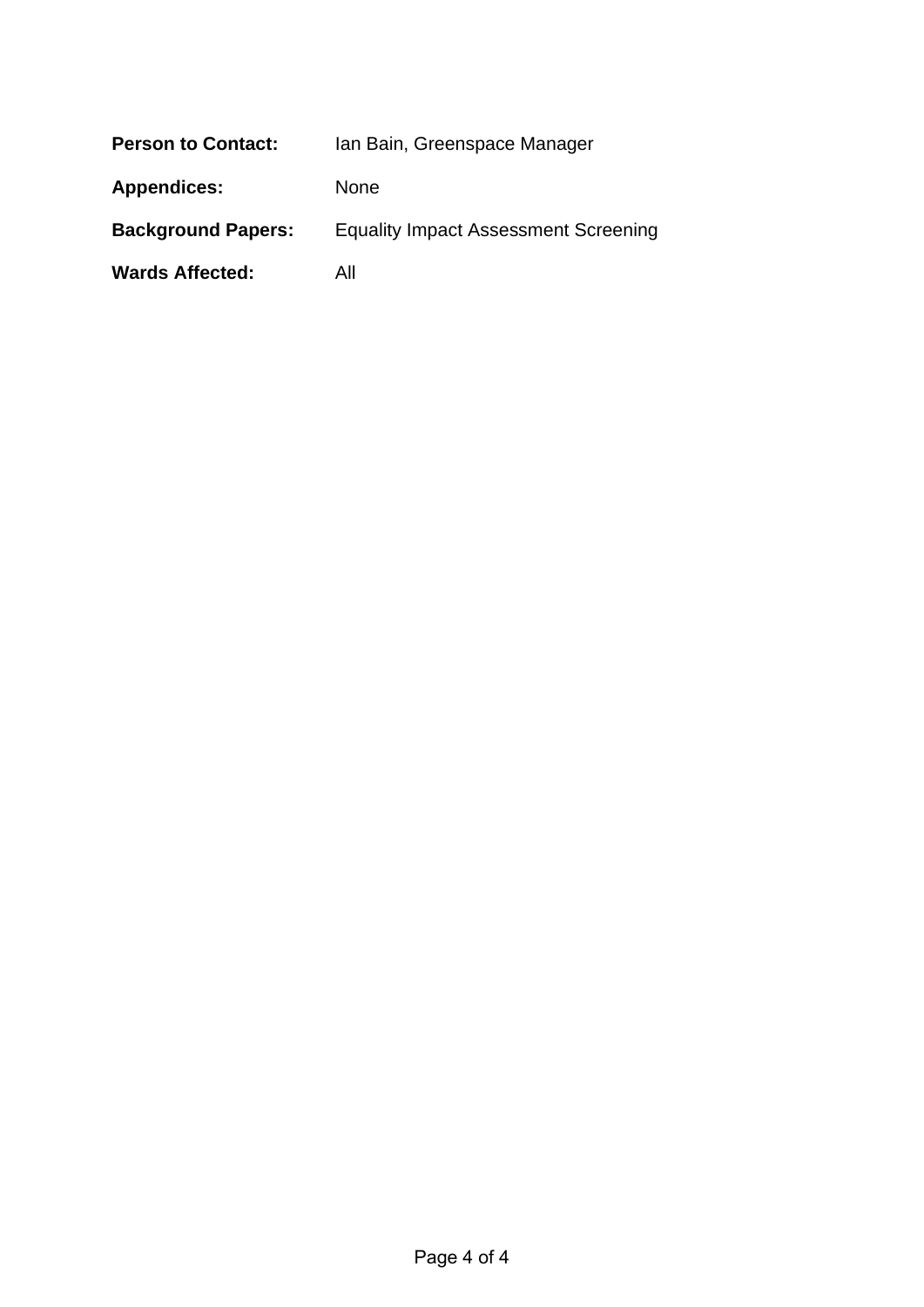| | |
|---|---|
| **Person to Contact:** | Ian Bain, Greenspace Manager |
| **Appendices:** | None |
| **Background Papers:** | Equality Impact Assessment Screening |
| **Wards Affected:** | All |